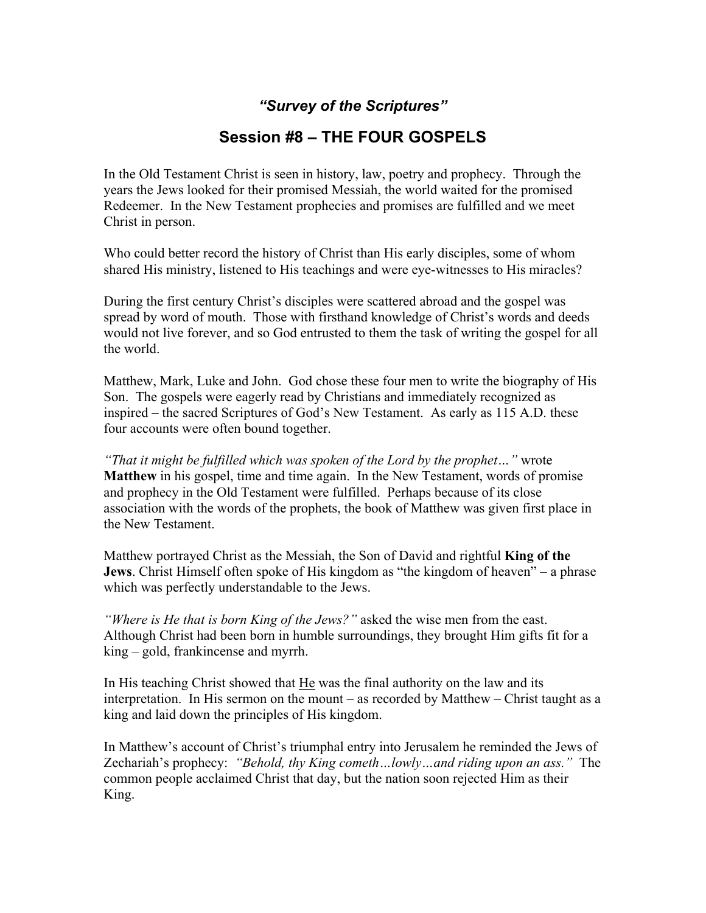## *"Survey of the Scriptures"*

# Session #8 – THE FOUR GOSPELS

In the Old Testament Christ is seen in history, law, poetry and prophecy. Through the years the Jews looked for their promised Messiah, the world waited for the promised Redeemer. In the New Testament prophecies and promises are fulfilled and we meet Christ in person.

Who could better record the history of Christ than His early disciples, some of whom shared His ministry, listened to His teachings and were eye-witnesses to His miracles?

During the first century Christ's disciples were scattered abroad and the gospel was spread by word of mouth. Those with firsthand knowledge of Christ's words and deeds would not live forever, and so God entrusted to them the task of writing the gospel for all the world.

Matthew, Mark, Luke and John. God chose these four men to write the biography of His Son. The gospels were eagerly read by Christians and immediately recognized as inspired – the sacred Scriptures of God's New Testament. As early as 115 A.D. these four accounts were often bound together.

*"That it might be fulfilled which was spoken of the Lord by the prophet…"* wrote **Matthew** in his gospel, time and time again. In the New Testament, words of promise and prophecy in the Old Testament were fulfilled. Perhaps because of its close association with the words of the prophets, the book of Matthew was given first place in the New Testament.

Matthew portrayed Christ as the Messiah, the Son of David and rightful **King of the Jews**. Christ Himself often spoke of His kingdom as "the kingdom of heaven" – a phrase which was perfectly understandable to the Jews.

*"Where is He that is born King of the Jews?"* asked the wise men from the east. Although Christ had been born in humble surroundings, they brought Him gifts fit for a king – gold, frankincense and myrrh.

In His teaching Christ showed that <u>He</u> was the final authority on the law and its interpretation. In His sermon on the mount – as recorded by Matthew – Christ taught as a king and laid down the principles of His kingdom.

In Matthew's account of Christ's triumphal entry into Jerusalem he reminded the Jews of Zechariah's prophecy: *"Behold, thy King cometh…lowly…and riding upon an ass."* The common people acclaimed Christ that day, but the nation soon rejected Him as their King.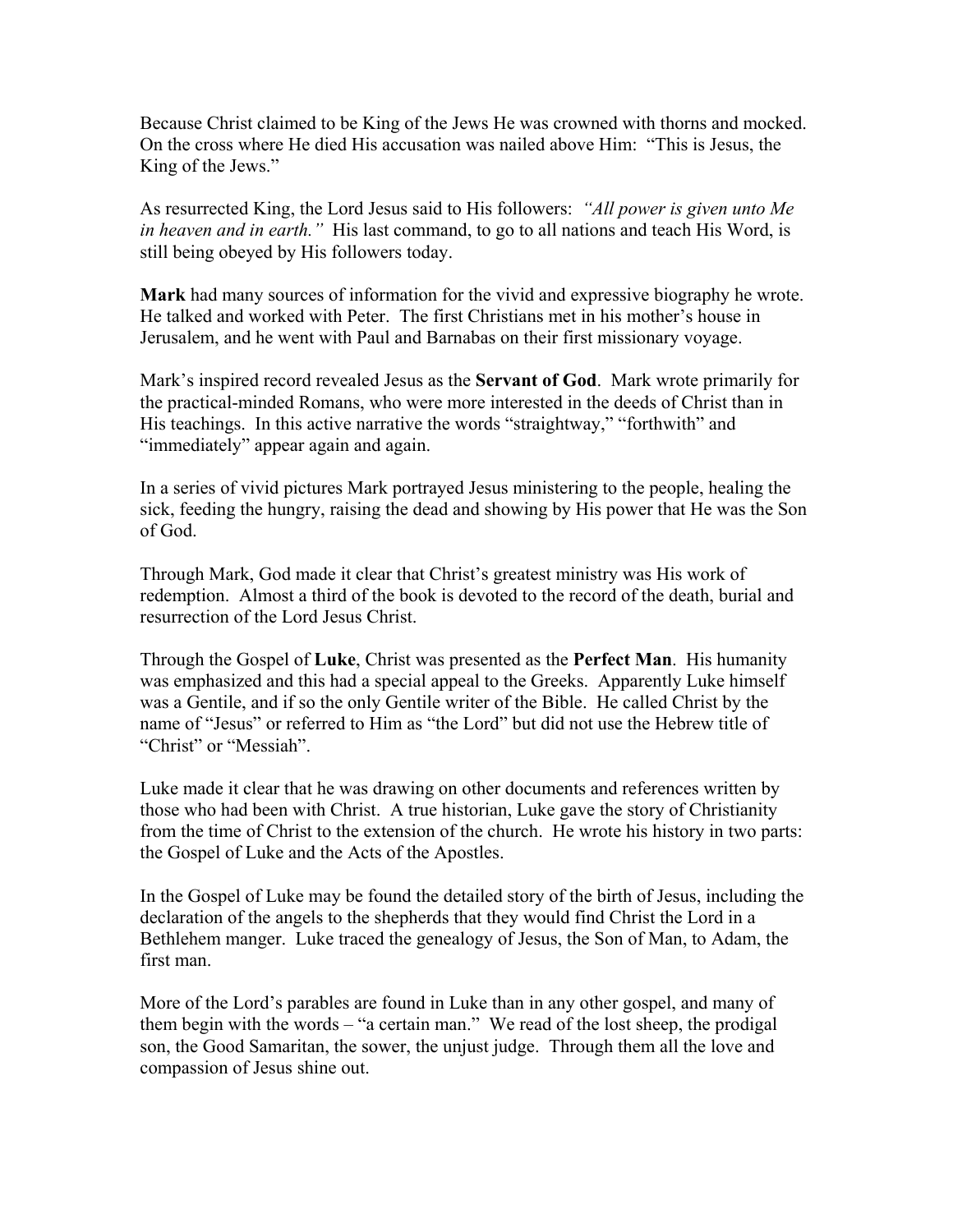Because Christ claimed to be King of the Jews He was crowned with thorns and mocked. On the cross where He died His accusation was nailed above Him: "This is Jesus, the King of the Jews."

As resurrected King, the Lord Jesus said to His followers: *"All power is given unto Me in heaven and in earth."* His last command, to go to all nations and teach His Word, is still being obeyed by His followers today.

**Mark** had many sources of information for the vivid and expressive biography he wrote. He talked and worked with Peter. The first Christians met in his mother's house in Jerusalem, and he went with Paul and Barnabas on their first missionary voyage.

Mark's inspired record revealed Jesus as the **Servant of God**. Mark wrote primarily for the practical-minded Romans, who were more interested in the deeds of Christ than in His teachings. In this active narrative the words "straightway," "forthwith" and "immediately" appear again and again.

In a series of vivid pictures Mark portrayed Jesus ministering to the people, healing the sick, feeding the hungry, raising the dead and showing by His power that He was the Son of God.

Through Mark, God made it clear that Christ's greatest ministry was His work of redemption. Almost a third of the book is devoted to the record of the death, burial and resurrection of the Lord Jesus Christ.

Through the Gospel of **Luke**, Christ was presented as the **Perfect Man**. His humanity was emphasized and this had a special appeal to the Greeks. Apparently Luke himself was a Gentile, and if so the only Gentile writer of the Bible. He called Christ by the name of "Jesus" or referred to Him as "the Lord" but did not use the Hebrew title of "Christ" or "Messiah".

Luke made it clear that he was drawing on other documents and references written by those who had been with Christ. A true historian, Luke gave the story of Christianity from the time of Christ to the extension of the church. He wrote his history in two parts: the Gospel of Luke and the Acts of the Apostles.

In the Gospel of Luke may be found the detailed story of the birth of Jesus, including the declaration of the angels to the shepherds that they would find Christ the Lord in a Bethlehem manger. Luke traced the genealogy of Jesus, the Son of Man, to Adam, the first man.

More of the Lord's parables are found in Luke than in any other gospel, and many of them begin with the words – "a certain man." We read of the lost sheep, the prodigal son, the Good Samaritan, the sower, the unjust judge. Through them all the love and compassion of Jesus shine out.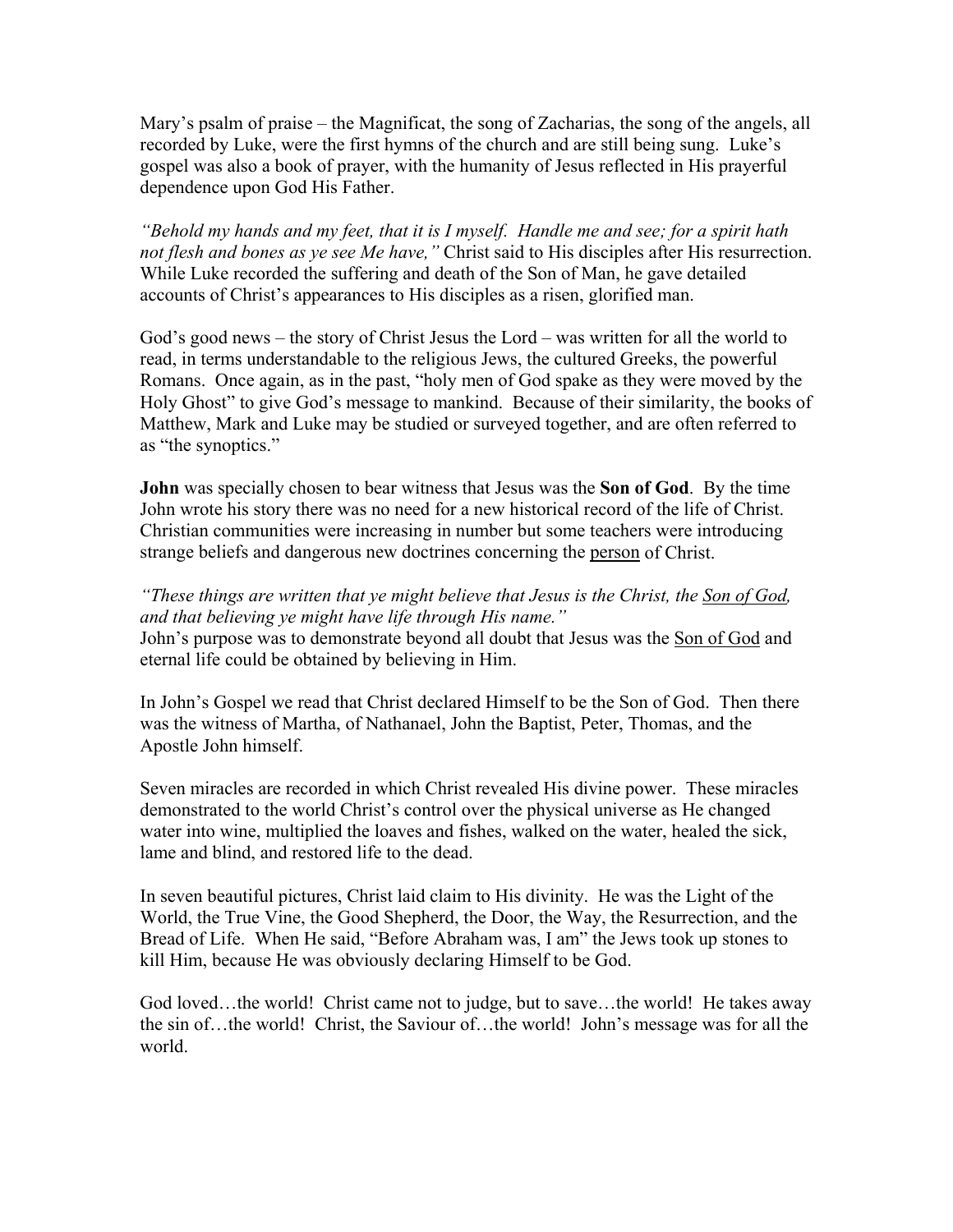Mary's psalm of praise – the Magnificat, the song of Zacharias, the song of the angels, all recorded by Luke, were the first hymns of the church and are still being sung. Luke's gospel was also a book of prayer, with the humanity of Jesus reflected in His prayerful dependence upon God His Father.

*"Behold my hands and my feet, that it is I myself. Handle me and see; for a spirit hath not flesh and bones as ye see Me have,"* Christ said to His disciples after His resurrection. While Luke recorded the suffering and death of the Son of Man, he gave detailed accounts of Christ's appearances to His disciples as a risen, glorified man.

God's good news – the story of Christ Jesus the Lord – was written for all the world to read, in terms understandable to the religious Jews, the cultured Greeks, the powerful Romans. Once again, as in the past, "holy men of God spake as they were moved by the Holy Ghost" to give God's message to mankind. Because of their similarity, the books of Matthew, Mark and Luke may be studied or surveyed together, and are often referred to as "the synoptics."

**John** was specially chosen to bear witness that Jesus was the **Son of God**. By the time John wrote his story there was no need for a new historical record of the life of Christ. Christian communities were increasing in number but some teachers were introducing strange beliefs and dangerous new doctrines concerning the <u>person</u> of Christ.

*"These things are written that ye might believe that Jesus is the Christ, the <u>Son of God</u>, and that believing ye might have life through His name."*
John's purpose was to demonstrate beyond all doubt that Jesus was the <u>Son of God</u> and eternal life could be obtained by believing in Him.

In John's Gospel we read that Christ declared Himself to be the Son of God. Then there was the witness of Martha, of Nathanael, John the Baptist, Peter, Thomas, and the Apostle John himself.

Seven miracles are recorded in which Christ revealed His divine power. These miracles demonstrated to the world Christ's control over the physical universe as He changed water into wine, multiplied the loaves and fishes, walked on the water, healed the sick, lame and blind, and restored life to the dead.

In seven beautiful pictures, Christ laid claim to His divinity. He was the Light of the World, the True Vine, the Good Shepherd, the Door, the Way, the Resurrection, and the Bread of Life. When He said, "Before Abraham was, I am" the Jews took up stones to kill Him, because He was obviously declaring Himself to be God.

God loved…the world! Christ came not to judge, but to save…the world! He takes away the sin of…the world! Christ, the Saviour of…the world! John's message was for all the world.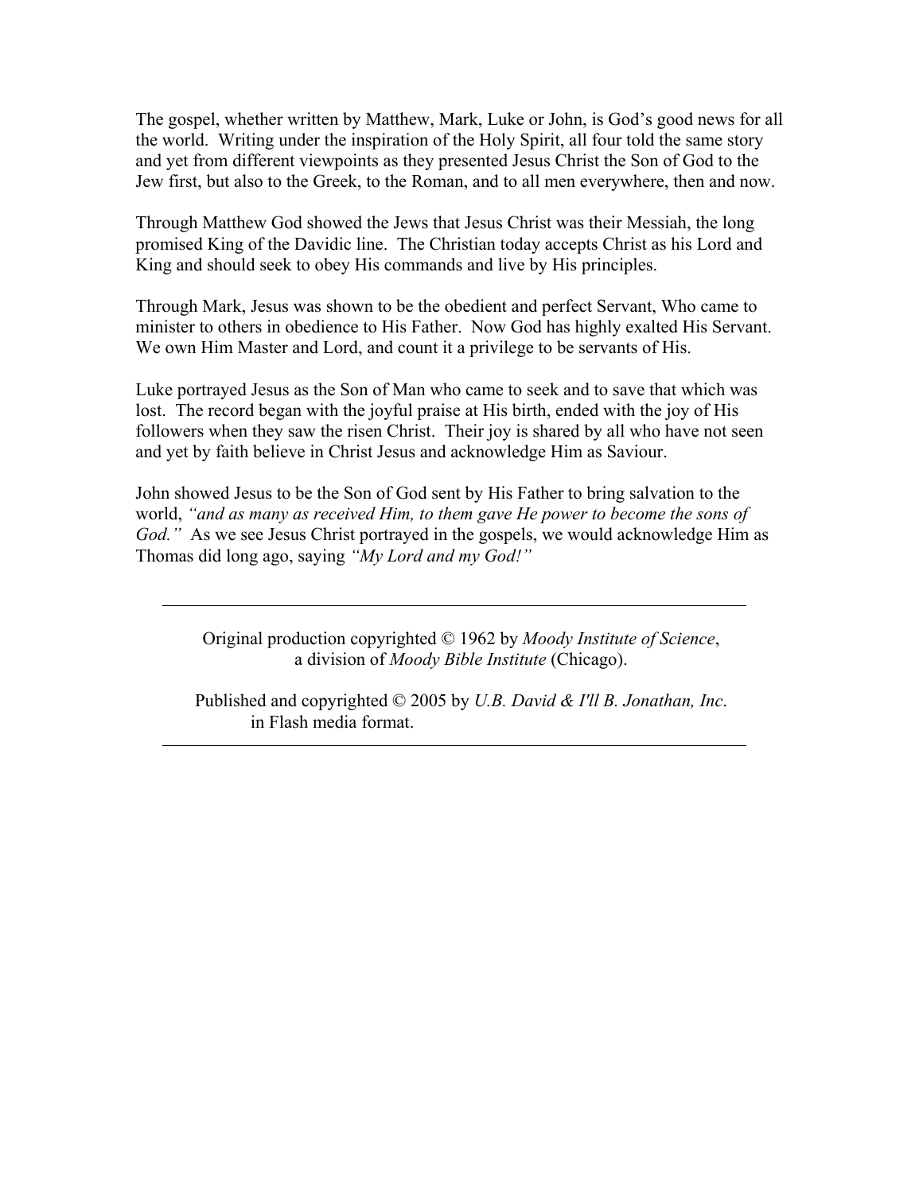The gospel, whether written by Matthew, Mark, Luke or John, is God's good news for all the world. Writing under the inspiration of the Holy Spirit, all four told the same story and yet from different viewpoints as they presented Jesus Christ the Son of God to the Jew first, but also to the Greek, to the Roman, and to all men everywhere, then and now.

Through Matthew God showed the Jews that Jesus Christ was their Messiah, the long promised King of the Davidic line. The Christian today accepts Christ as his Lord and King and should seek to obey His commands and live by His principles.

Through Mark, Jesus was shown to be the obedient and perfect Servant, Who came to minister to others in obedience to His Father. Now God has highly exalted His Servant. We own Him Master and Lord, and count it a privilege to be servants of His.

Luke portrayed Jesus as the Son of Man who came to seek and to save that which was lost. The record began with the joyful praise at His birth, ended with the joy of His followers when they saw the risen Christ. Their joy is shared by all who have not seen and yet by faith believe in Christ Jesus and acknowledge Him as Saviour.

John showed Jesus to be the Son of God sent by His Father to bring salvation to the world, *"and as many as received Him, to them gave He power to become the sons of God."* As we see Jesus Christ portrayed in the gospels, we would acknowledge Him as Thomas did long ago, saying *"My Lord and my God!"*

---

Original production copyrighted © 1962 by *Moody Institute of Science*, a division of *Moody Bible Institute* (Chicago).

Published and copyrighted © 2005 by *U.B. David & I'll B. Jonathan, Inc.* in Flash media format.

---